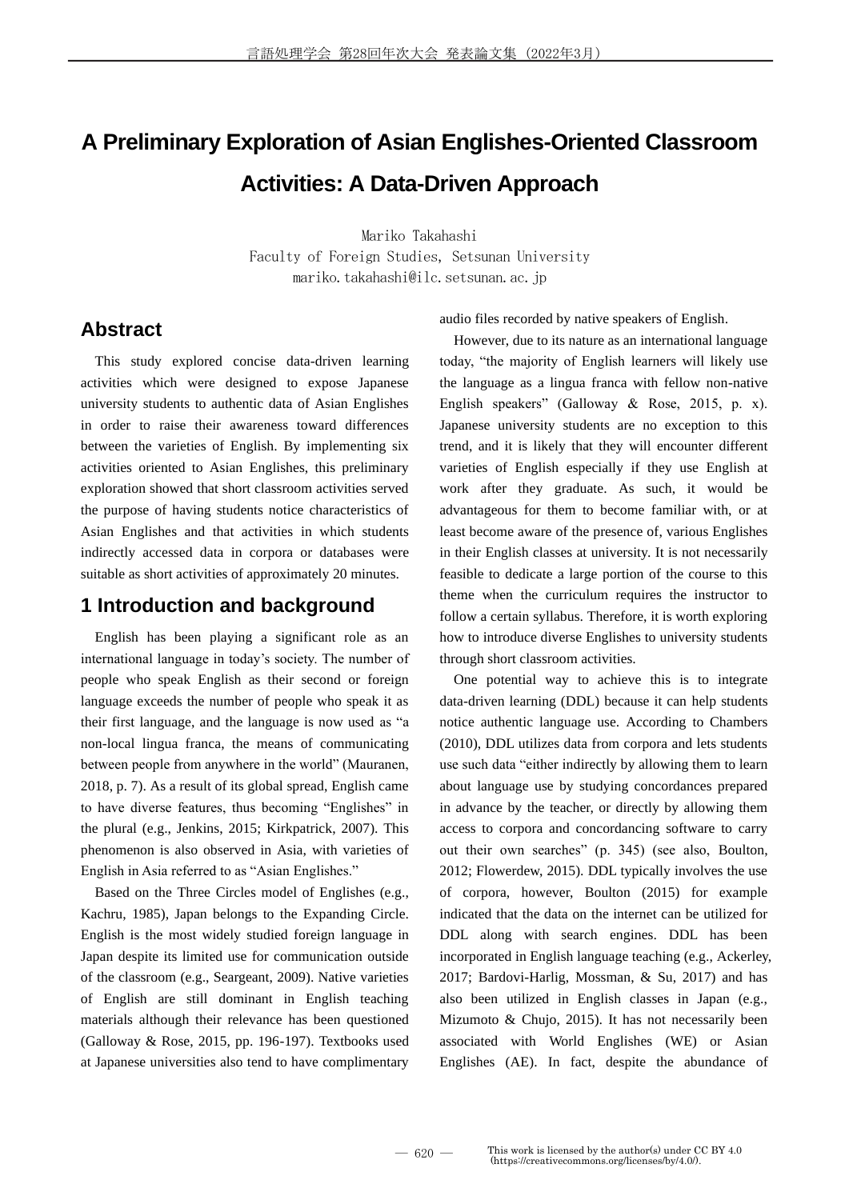# A Preliminary Exploration of Asian Englishes-Oriented Classroom Activities: A Data-Driven Approach

Mariko Takahashi
Faculty of Foreign Studies, Setsunan University
mariko.takahashi@ilc.setsunan.ac.jp

## Abstract

This study explored concise data-driven learning activities which were designed to expose Japanese university students to authentic data of Asian Englishes in order to raise their awareness toward differences between the varieties of English. By implementing six activities oriented to Asian Englishes, this preliminary exploration showed that short classroom activities served the purpose of having students notice characteristics of Asian Englishes and that activities in which students indirectly accessed data in corpora or databases were suitable as short activities of approximately 20 minutes.

## 1 Introduction and background

English has been playing a significant role as an international language in today's society. The number of people who speak English as their second or foreign language exceeds the number of people who speak it as their first language, and the language is now used as "a non-local lingua franca, the means of communicating between people from anywhere in the world" (Mauranen, 2018, p. 7). As a result of its global spread, English came to have diverse features, thus becoming "Englishes" in the plural (e.g., Jenkins, 2015; Kirkpatrick, 2007). This phenomenon is also observed in Asia, with varieties of English in Asia referred to as "Asian Englishes."

Based on the Three Circles model of Englishes (e.g., Kachru, 1985), Japan belongs to the Expanding Circle. English is the most widely studied foreign language in Japan despite its limited use for communication outside of the classroom (e.g., Seargeant, 2009). Native varieties of English are still dominant in English teaching materials although their relevance has been questioned (Galloway & Rose, 2015, pp. 196-197). Textbooks used at Japanese universities also tend to have complimentary audio files recorded by native speakers of English.

However, due to its nature as an international language today, "the majority of English learners will likely use the language as a lingua franca with fellow non-native English speakers" (Galloway & Rose, 2015, p. x). Japanese university students are no exception to this trend, and it is likely that they will encounter different varieties of English especially if they use English at work after they graduate. As such, it would be advantageous for them to become familiar with, or at least become aware of the presence of, various Englishes in their English classes at university. It is not necessarily feasible to dedicate a large portion of the course to this theme when the curriculum requires the instructor to follow a certain syllabus. Therefore, it is worth exploring how to introduce diverse Englishes to university students through short classroom activities.

One potential way to achieve this is to integrate data-driven learning (DDL) because it can help students notice authentic language use. According to Chambers (2010), DDL utilizes data from corpora and lets students use such data "either indirectly by allowing them to learn about language use by studying concordances prepared in advance by the teacher, or directly by allowing them access to corpora and concordancing software to carry out their own searches" (p. 345) (see also, Boulton, 2012; Flowerdew, 2015). DDL typically involves the use of corpora, however, Boulton (2015) for example indicated that the data on the internet can be utilized for DDL along with search engines. DDL has been incorporated in English language teaching (e.g., Ackerley, 2017; Bardovi-Harlig, Mossman, & Su, 2017) and has also been utilized in English classes in Japan (e.g., Mizumoto & Chujo, 2015). It has not necessarily been associated with World Englishes (WE) or Asian Englishes (AE). In fact, despite the abundance of

This work is licensed by the author(s) under CC BY 4.0 (https://creativecommons.org/licenses/by/4.0/).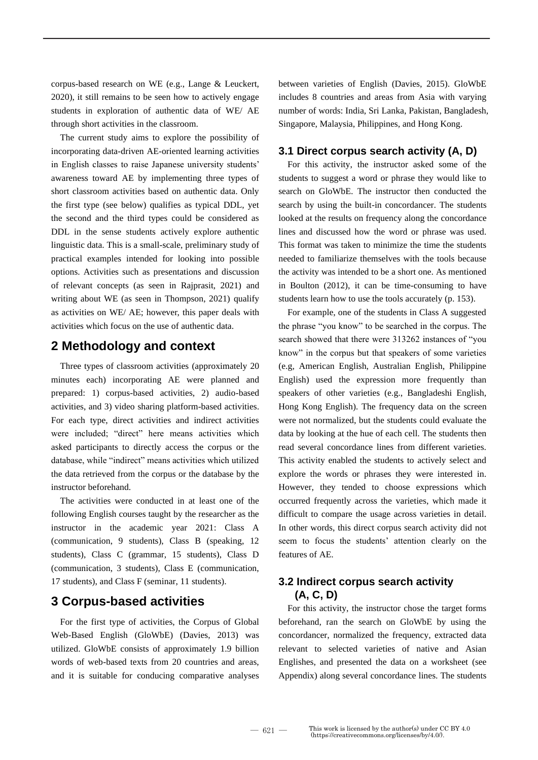corpus-based research on WE (e.g., Lange & Leuckert, 2020), it still remains to be seen how to actively engage students in exploration of authentic data of WE/ AE through short activities in the classroom.

The current study aims to explore the possibility of incorporating data-driven AE-oriented learning activities in English classes to raise Japanese university students' awareness toward AE by implementing three types of short classroom activities based on authentic data. Only the first type (see below) qualifies as typical DDL, yet the second and the third types could be considered as DDL in the sense students actively explore authentic linguistic data. This is a small-scale, preliminary study of practical examples intended for looking into possible options. Activities such as presentations and discussion of relevant concepts (as seen in Rajprasit, 2021) and writing about WE (as seen in Thompson, 2021) qualify as activities on WE/ AE; however, this paper deals with activities which focus on the use of authentic data.

## 2 Methodology and context

Three types of classroom activities (approximately 20 minutes each) incorporating AE were planned and prepared: 1) corpus-based activities, 2) audio-based activities, and 3) video sharing platform-based activities. For each type, direct activities and indirect activities were included; "direct" here means activities which asked participants to directly access the corpus or the database, while "indirect" means activities which utilized the data retrieved from the corpus or the database by the instructor beforehand.

The activities were conducted in at least one of the following English courses taught by the researcher as the instructor in the academic year 2021: Class A (communication, 9 students), Class B (speaking, 12 students), Class C (grammar, 15 students), Class D (communication, 3 students), Class E (communication, 17 students), and Class F (seminar, 11 students).

## 3 Corpus-based activities

For the first type of activities, the Corpus of Global Web-Based English (GloWbE) (Davies, 2013) was utilized. GloWbE consists of approximately 1.9 billion words of web-based texts from 20 countries and areas, and it is suitable for conducing comparative analyses between varieties of English (Davies, 2015). GloWbE includes 8 countries and areas from Asia with varying number of words: India, Sri Lanka, Pakistan, Bangladesh, Singapore, Malaysia, Philippines, and Hong Kong.

### 3.1 Direct corpus search activity (A, D)

For this activity, the instructor asked some of the students to suggest a word or phrase they would like to search on GloWbE. The instructor then conducted the search by using the built-in concordancer. The students looked at the results on frequency along the concordance lines and discussed how the word or phrase was used. This format was taken to minimize the time the students needed to familiarize themselves with the tools because the activity was intended to be a short one. As mentioned in Boulton (2012), it can be time-consuming to have students learn how to use the tools accurately (p. 153).

For example, one of the students in Class A suggested the phrase "you know" to be searched in the corpus. The search showed that there were 313262 instances of "you know" in the corpus but that speakers of some varieties (e.g, American English, Australian English, Philippine English) used the expression more frequently than speakers of other varieties (e.g., Bangladeshi English, Hong Kong English). The frequency data on the screen were not normalized, but the students could evaluate the data by looking at the hue of each cell. The students then read several concordance lines from different varieties. This activity enabled the students to actively select and explore the words or phrases they were interested in. However, they tended to choose expressions which occurred frequently across the varieties, which made it difficult to compare the usage across varieties in detail. In other words, this direct corpus search activity did not seem to focus the students' attention clearly on the features of AE.

### 3.2 Indirect corpus search activity (A, C, D)

For this activity, the instructor chose the target forms beforehand, ran the search on GloWbE by using the concordancer, normalized the frequency, extracted data relevant to selected varieties of native and Asian Englishes, and presented the data on a worksheet (see Appendix) along several concordance lines. The students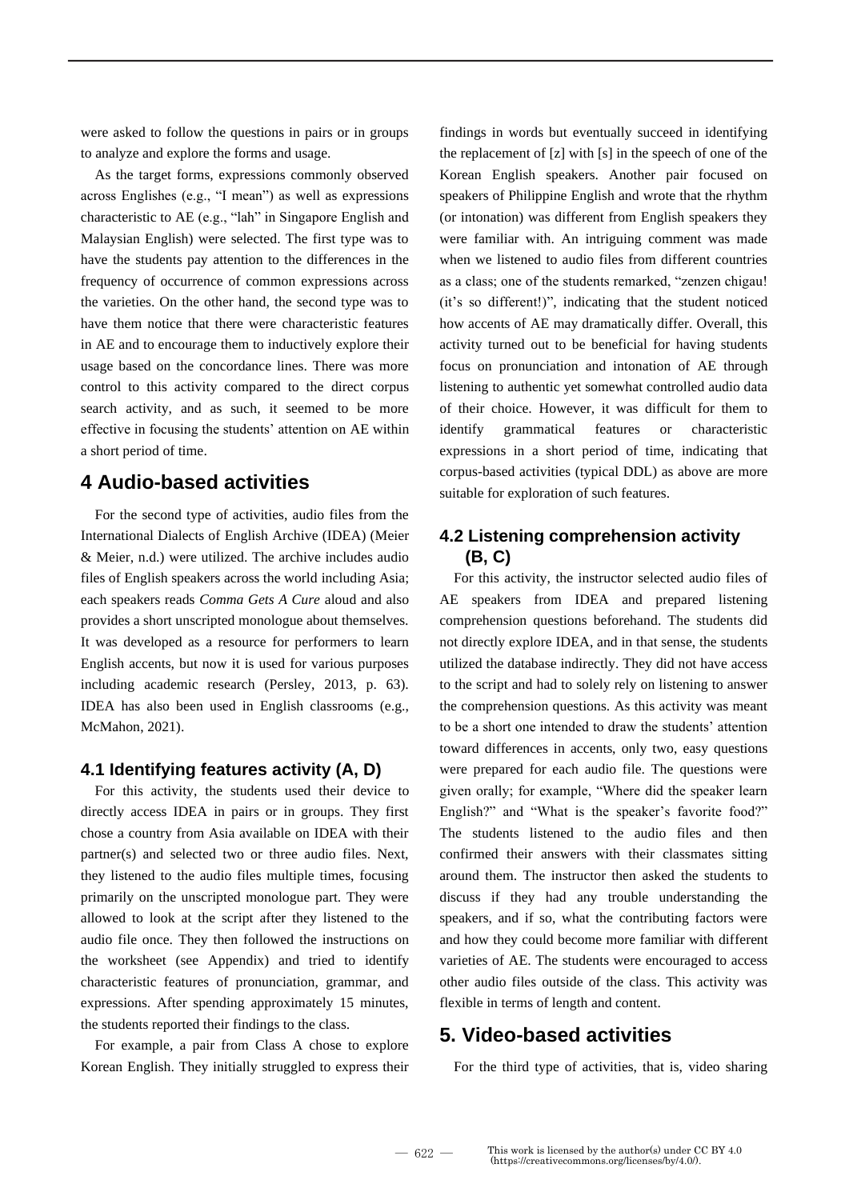were asked to follow the questions in pairs or in groups to analyze and explore the forms and usage.

As the target forms, expressions commonly observed across Englishes (e.g., “I mean”) as well as expressions characteristic to AE (e.g., “lah” in Singapore English and Malaysian English) were selected. The first type was to have the students pay attention to the differences in the frequency of occurrence of common expressions across the varieties. On the other hand, the second type was to have them notice that there were characteristic features in AE and to encourage them to inductively explore their usage based on the concordance lines. There was more control to this activity compared to the direct corpus search activity, and as such, it seemed to be more effective in focusing the students’ attention on AE within a short period of time.

## 4 Audio-based activities

For the second type of activities, audio files from the International Dialects of English Archive (IDEA) (Meier & Meier, n.d.) were utilized. The archive includes audio files of English speakers across the world including Asia; each speakers reads *Comma Gets A Cure* aloud and also provides a short unscripted monologue about themselves. It was developed as a resource for performers to learn English accents, but now it is used for various purposes including academic research (Persley, 2013, p. 63). IDEA has also been used in English classrooms (e.g., McMahon, 2021).

### 4.1 Identifying features activity (A, D)

For this activity, the students used their device to directly access IDEA in pairs or in groups. They first chose a country from Asia available on IDEA with their partner(s) and selected two or three audio files. Next, they listened to the audio files multiple times, focusing primarily on the unscripted monologue part. They were allowed to look at the script after they listened to the audio file once. They then followed the instructions on the worksheet (see Appendix) and tried to identify characteristic features of pronunciation, grammar, and expressions. After spending approximately 15 minutes, the students reported their findings to the class.

For example, a pair from Class A chose to explore Korean English. They initially struggled to express their findings in words but eventually succeed in identifying the replacement of [z] with [s] in the speech of one of the Korean English speakers. Another pair focused on speakers of Philippine English and wrote that the rhythm (or intonation) was different from English speakers they were familiar with. An intriguing comment was made when we listened to audio files from different countries as a class; one of the students remarked, “zenzen chigau! (it’s so different!)”, indicating that the student noticed how accents of AE may dramatically differ. Overall, this activity turned out to be beneficial for having students focus on pronunciation and intonation of AE through listening to authentic yet somewhat controlled audio data of their choice. However, it was difficult for them to identify grammatical features or characteristic expressions in a short period of time, indicating that corpus-based activities (typical DDL) as above are more suitable for exploration of such features.

### 4.2 Listening comprehension activity (B, C)

For this activity, the instructor selected audio files of AE speakers from IDEA and prepared listening comprehension questions beforehand. The students did not directly explore IDEA, and in that sense, the students utilized the database indirectly. They did not have access to the script and had to solely rely on listening to answer the comprehension questions. As this activity was meant to be a short one intended to draw the students’ attention toward differences in accents, only two, easy questions were prepared for each audio file. The questions were given orally; for example, “Where did the speaker learn English?” and “What is the speaker’s favorite food?” The students listened to the audio files and then confirmed their answers with their classmates sitting around them. The instructor then asked the students to discuss if they had any trouble understanding the speakers, and if so, what the contributing factors were and how they could become more familiar with different varieties of AE. The students were encouraged to access other audio files outside of the class. This activity was flexible in terms of length and content.

## 5. Video-based activities

For the third type of activities, that is, video sharing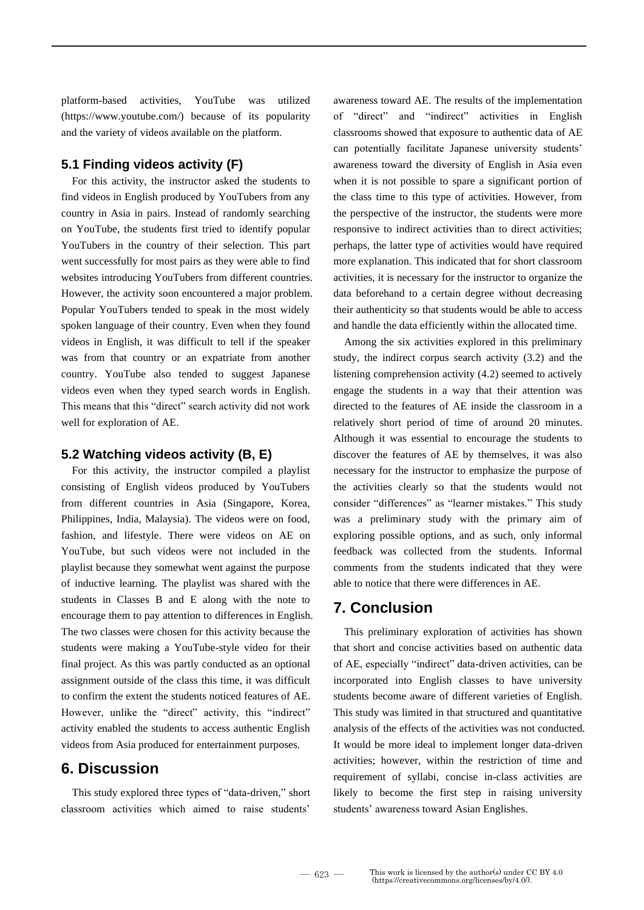platform-based activities, YouTube was utilized (https://www.youtube.com/) because of its popularity and the variety of videos available on the platform.

### 5.1 Finding videos activity (F)

For this activity, the instructor asked the students to find videos in English produced by YouTubers from any country in Asia in pairs. Instead of randomly searching on YouTube, the students first tried to identify popular YouTubers in the country of their selection. This part went successfully for most pairs as they were able to find websites introducing YouTubers from different countries. However, the activity soon encountered a major problem. Popular YouTubers tended to speak in the most widely spoken language of their country. Even when they found videos in English, it was difficult to tell if the speaker was from that country or an expatriate from another country. YouTube also tended to suggest Japanese videos even when they typed search words in English. This means that this "direct" search activity did not work well for exploration of AE.

### 5.2 Watching videos activity (B, E)

For this activity, the instructor compiled a playlist consisting of English videos produced by YouTubers from different countries in Asia (Singapore, Korea, Philippines, India, Malaysia). The videos were on food, fashion, and lifestyle. There were videos on AE on YouTube, but such videos were not included in the playlist because they somewhat went against the purpose of inductive learning. The playlist was shared with the students in Classes B and E along with the note to encourage them to pay attention to differences in English. The two classes were chosen for this activity because the students were making a YouTube-style video for their final project. As this was partly conducted as an optional assignment outside of the class this time, it was difficult to confirm the extent the students noticed features of AE. However, unlike the "direct" activity, this "indirect" activity enabled the students to access authentic English videos from Asia produced for entertainment purposes.

## 6. Discussion

This study explored three types of "data-driven," short classroom activities which aimed to raise students' awareness toward AE. The results of the implementation of "direct" and "indirect" activities in English classrooms showed that exposure to authentic data of AE can potentially facilitate Japanese university students' awareness toward the diversity of English in Asia even when it is not possible to spare a significant portion of the class time to this type of activities. However, from the perspective of the instructor, the students were more responsive to indirect activities than to direct activities; perhaps, the latter type of activities would have required more explanation. This indicated that for short classroom activities, it is necessary for the instructor to organize the data beforehand to a certain degree without decreasing their authenticity so that students would be able to access and handle the data efficiently within the allocated time.

Among the six activities explored in this preliminary study, the indirect corpus search activity (3.2) and the listening comprehension activity (4.2) seemed to actively engage the students in a way that their attention was directed to the features of AE inside the classroom in a relatively short period of time of around 20 minutes. Although it was essential to encourage the students to discover the features of AE by themselves, it was also necessary for the instructor to emphasize the purpose of the activities clearly so that the students would not consider "differences" as "learner mistakes." This study was a preliminary study with the primary aim of exploring possible options, and as such, only informal feedback was collected from the students. Informal comments from the students indicated that they were able to notice that there were differences in AE.

## 7. Conclusion

This preliminary exploration of activities has shown that short and concise activities based on authentic data of AE, especially "indirect" data-driven activities, can be incorporated into English classes to have university students become aware of different varieties of English. This study was limited in that structured and quantitative analysis of the effects of the activities was not conducted. It would be more ideal to implement longer data-driven activities; however, within the restriction of time and requirement of syllabi, concise in-class activities are likely to become the first step in raising university students' awareness toward Asian Englishes.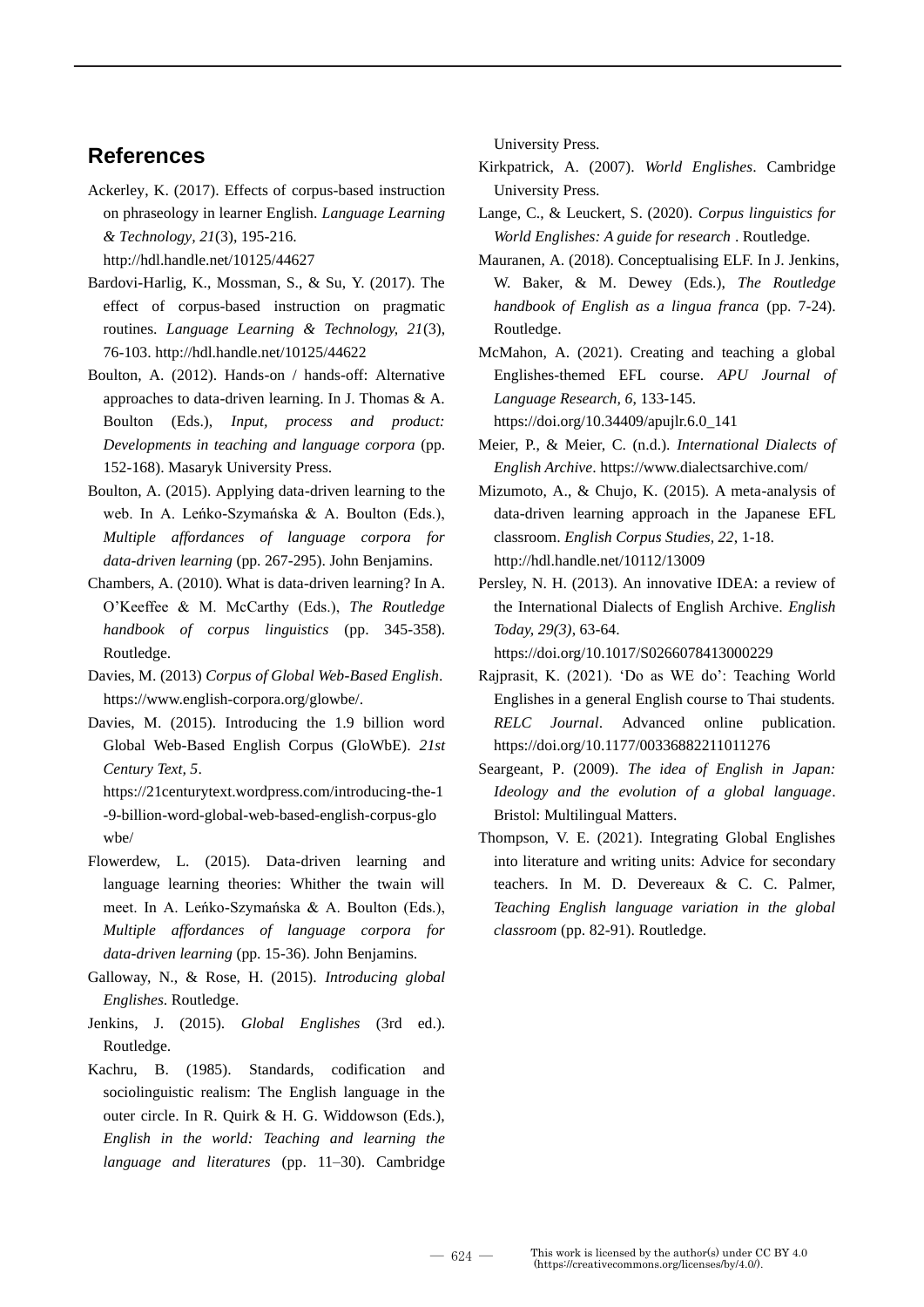## References

Ackerley, K. (2017). Effects of corpus-based instruction on phraseology in learner English. *Language Learning & Technology*, *21*(3), 195-216. http://hdl.handle.net/10125/44627

Bardovi-Harlig, K., Mossman, S., & Su, Y. (2017). The effect of corpus-based instruction on pragmatic routines. *Language Learning & Technology, 21*(3), 76-103. http://hdl.handle.net/10125/44622

Boulton, A. (2012). Hands-on / hands-off: Alternative approaches to data-driven learning. In J. Thomas & A. Boulton (Eds.), *Input, process and product: Developments in teaching and language corpora* (pp. 152-168). Masaryk University Press.

Boulton, A. (2015). Applying data-driven learning to the web. In A. Leńko-Szymańska & A. Boulton (Eds.), *Multiple affordances of language corpora for data-driven learning* (pp. 267-295). John Benjamins.

Chambers, A. (2010). What is data-driven learning? In A. O'Keeffee & M. McCarthy (Eds.), *The Routledge handbook of corpus linguistics* (pp. 345-358). Routledge.

Davies, M. (2013) *Corpus of Global Web-Based English*. https://www.english-corpora.org/glowbe/.

Davies, M. (2015). Introducing the 1.9 billion word Global Web-Based English Corpus (GloWbE). *21st Century Text, 5*. https://21centurytext.wordpress.com/introducing-the-1-9-billion-word-global-web-based-english-corpus-glowbe/

Flowerdew, L. (2015). Data-driven learning and language learning theories: Whither the twain will meet. In A. Leńko-Szymańska & A. Boulton (Eds.), *Multiple affordances of language corpora for data-driven learning* (pp. 15-36). John Benjamins.

Galloway, N., & Rose, H. (2015). *Introducing global Englishes*. Routledge.

Jenkins, J. (2015). *Global Englishes* (3rd ed.). Routledge.

Kachru, B. (1985). Standards, codification and sociolinguistic realism: The English language in the outer circle. In R. Quirk & H. G. Widdowson (Eds.), *English in the world: Teaching and learning the language and literatures* (pp. 11–30). Cambridge University Press.

Kirkpatrick, A. (2007). *World Englishes*. Cambridge University Press.

Lange, C., & Leuckert, S. (2020). *Corpus linguistics for World Englishes: A guide for research* . Routledge.

Mauranen, A. (2018). Conceptualising ELF. In J. Jenkins, W. Baker, & M. Dewey (Eds.), *The Routledge handbook of English as a lingua franca* (pp. 7-24). Routledge.

McMahon, A. (2021). Creating and teaching a global Englishes-themed EFL course. *APU Journal of Language Research*, *6*, 133-145. https://doi.org/10.34409/apujlr.6.0_141

Meier, P., & Meier, C. (n.d.). *International Dialects of English Archive*. https://www.dialectsarchive.com/

Mizumoto, A., & Chujo, K. (2015). A meta-analysis of data-driven learning approach in the Japanese EFL classroom. *English Corpus Studies, 22*, 1-18. http://hdl.handle.net/10112/13009

Persley, N. H. (2013). An innovative IDEA: a review of the International Dialects of English Archive. *English Today, 29(3)*, 63-64. https://doi.org/10.1017/S0266078413000229

Rajprasit, K. (2021). 'Do as WE do': Teaching World Englishes in a general English course to Thai students. *RELC Journal*. Advanced online publication. https://doi.org/10.1177/00336882211011276

Seargeant, P. (2009). *The idea of English in Japan: Ideology and the evolution of a global language*. Bristol: Multilingual Matters.

Thompson, V. E. (2021). Integrating Global Englishes into literature and writing units: Advice for secondary teachers. In M. D. Devereaux & C. C. Palmer, *Teaching English language variation in the global classroom* (pp. 82-91). Routledge.

This work is licensed by the author(s) under CC BY 4.0 (https://creativecommons.org/licenses/by/4.0/).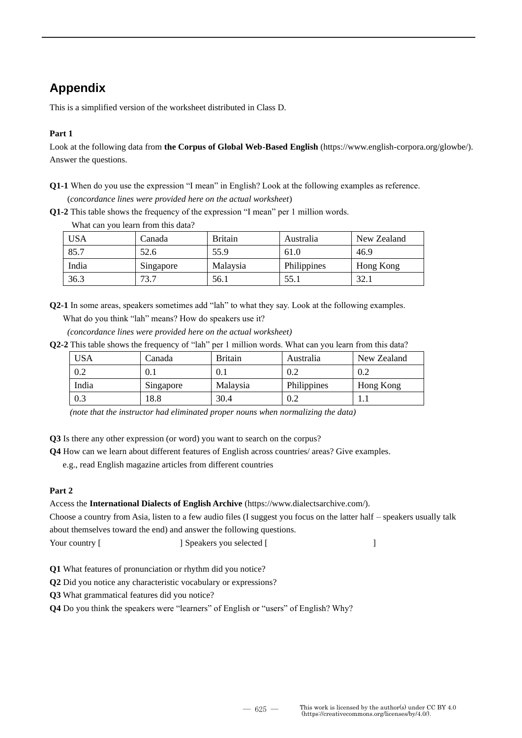## Appendix

This is a simplified version of the worksheet distributed in Class D.

**Part 1**

Look at the following data from **the Corpus of Global Web-Based English** (https://www.english-corpora.org/glowbe/). Answer the questions.

**Q1-1** When do you use the expression "I mean" in English? Look at the following examples as reference.
(*concordance lines were provided here on the actual worksheet*)

**Q1-2** This table shows the frequency of the expression "I mean" per 1 million words.
What can you learn from this data?

| | | | | |
|---|---|---|---|---|
| USA | Canada | Britain | Australia | New Zealand |
| 85.7 | 52.6 | 55.9 | 61.0 | 46.9 |
| India | Singapore | Malaysia | Philippines | Hong Kong |
| 36.3 | 73.7 | 56.1 | 55.1 | 32.1 |

**Q2-1** In some areas, speakers sometimes add "lah" to what they say. Look at the following examples.
What do you think "lah" means? How do speakers use it?
*(concordance lines were provided here on the actual worksheet)*

**Q2-2** This table shows the frequency of "lah" per 1 million words. What can you learn from this data?

| | | | | |
|---|---|---|---|---|
| USA | Canada | Britain | Australia | New Zealand |
| 0.2 | 0.1 | 0.1 | 0.2 | 0.2 |
| India | Singapore | Malaysia | Philippines | Hong Kong |
| 0.3 | 18.8 | 30.4 | 0.2 | 1.1 |

*(note that the instructor had eliminated proper nouns when normalizing the data)*

**Q3** Is there any other expression (or word) you want to search on the corpus?

**Q4** How can we learn about different features of English across countries/ areas? Give examples.
e.g., read English magazine articles from different countries

**Part 2**

Access the **International Dialects of English Archive** (https://www.dialectsarchive.com/).
Choose a country from Asia, listen to a few audio files (I suggest you focus on the latter half – speakers usually talk about themselves toward the end) and answer the following questions.

Your country [ ] Speakers you selected [ ]

**Q1** What features of pronunciation or rhythm did you notice?

**Q2** Did you notice any characteristic vocabulary or expressions?

**Q3** What grammatical features did you notice?

**Q4** Do you think the speakers were "learners" of English or "users" of English? Why?

This work is licensed by the author(s) under CC BY 4.0 (https://creativecommons.org/licenses/by/4.0/).